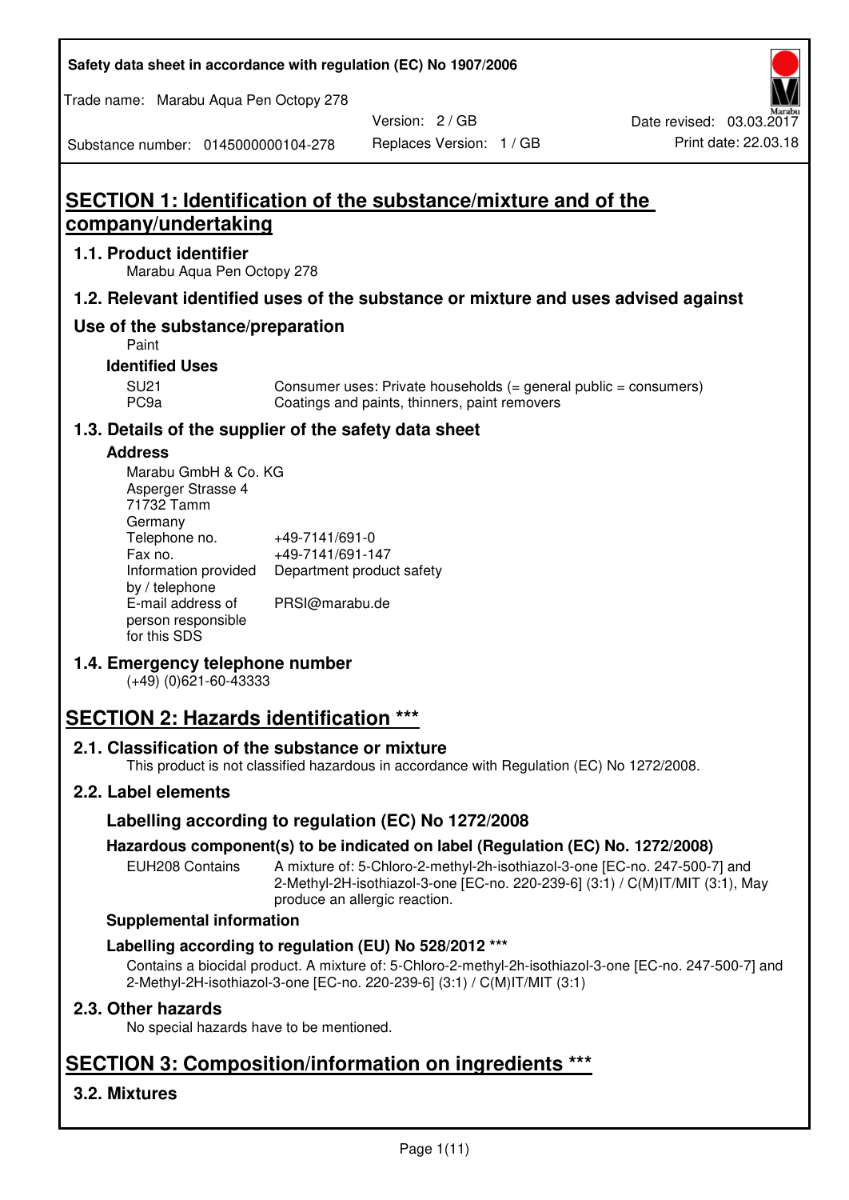Safety data sheet in accordance with regulation (EC) No 1907/2006

Trade name: Marabu Aqua Pen Octopy 278

Substance number: 0145000000104-278

Version: 2 / GB

Replaces Version: 1 / GB

Date revised: 03.03.2017

Print date: 22.03.18

# SECTION 1: Identification of the substance/mixture and of the company/undertaking

## 1.1. Product identifier

Marabu Aqua Pen Octopy 278

## 1.2. Relevant identified uses of the substance or mixture and uses advised against

## Use of the substance/preparation

Paint

### Identified Uses

| | |
|---|---|
| SU21 | Consumer uses: Private households (= general public = consumers) |
| PC9a | Coatings and paints, thinners, paint removers |

## 1.3. Details of the supplier of the safety data sheet

### Address

Marabu GmbH & Co. KG
Asperger Strasse 4
71732 Tamm
Germany

| | |
|---|---|
| Telephone no. | +49-7141/691-0 |
| Fax no. | +49-7141/691-147 |
| Information provided by / telephone | Department product safety |
| E-mail address of person responsible for this SDS | PRSI@marabu.de |

## 1.4. Emergency telephone number

(+49) (0)621-60-43333

# SECTION 2: Hazards identification ***

## 2.1. Classification of the substance or mixture

This product is not classified hazardous in accordance with Regulation (EC) No 1272/2008.

## 2.2. Label elements

### Labelling according to regulation (EC) No 1272/2008

### Hazardous component(s) to be indicated on label (Regulation (EC) No. 1272/2008)

| | |
|---|---|
| EUH208 Contains | A mixture of: 5-Chloro-2-methyl-2h-isothiazol-3-one [EC-no. 247-500-7] and 2-Methyl-2H-isothiazol-3-one [EC-no. 220-239-6] (3:1) / C(M)IT/MIT (3:1), May produce an allergic reaction. |

### Supplemental information

### Labelling according to regulation (EU) No 528/2012 ***

Contains a biocidal product. A mixture of: 5-Chloro-2-methyl-2h-isothiazol-3-one [EC-no. 247-500-7] and 2-Methyl-2H-isothiazol-3-one [EC-no. 220-239-6] (3:1) / C(M)IT/MIT (3:1)

## 2.3. Other hazards

No special hazards have to be mentioned.

# SECTION 3: Composition/information on ingredients ***

## 3.2. Mixtures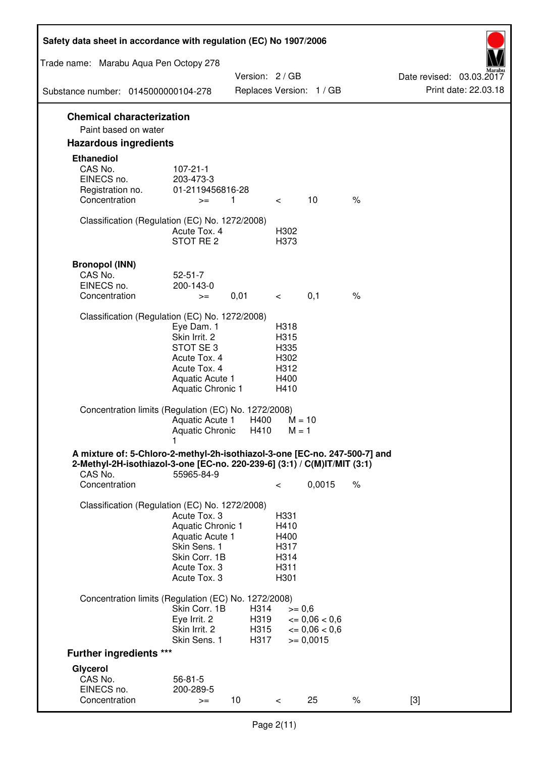## Chemical characterization

Paint based on water

## Hazardous ingredients

### Ethanediol

| | | | | | |
|---|---|---|---|---|---|
| CAS No. | 107-21-1 | | | | |
| EINECS no. | 203-473-3 | | | | |
| Registration no. | 01-2119456816-28 | | | | |
| Concentration | >= | 1 | < | 10 | % |

Classification (Regulation (EC) No. 1272/2008)

| | |
|---|---|
| Acute Tox. 4 | H302 |
| STOT RE 2 | H373 |

### Bronopol (INN)

| | | | | | |
|---|---|---|---|---|---|
| CAS No. | 52-51-7 | | | | |
| EINECS no. | 200-143-0 | | | | |
| Concentration | >= | 0,01 | < | 0,1 | % |

Classification (Regulation (EC) No. 1272/2008)

| | |
|---|---|
| Eye Dam. 1 | H318 |
| Skin Irrit. 2 | H315 |
| STOT SE 3 | H335 |
| Acute Tox. 4 | H302 |
| Acute Tox. 4 | H312 |
| Aquatic Acute 1 | H400 |
| Aquatic Chronic 1 | H410 |

Concentration limits (Regulation (EC) No. 1272/2008)

| | | |
|---|---|---|
| Aquatic Acute 1 | H400 | M = 10 |
| Aquatic Chronic 1 | H410 | M = 1 |

### A mixture of: 5-Chloro-2-methyl-2h-isothiazol-3-one [EC-no. 247-500-7] and 2-Methyl-2H-isothiazol-3-one [EC-no. 220-239-6] (3:1) / C(M)IT/MIT (3:1)

| | | | |
|---|---|---|---|
| CAS No. | 55965-84-9 | | |
| Concentration | < | 0,0015 | % |

Classification (Regulation (EC) No. 1272/2008)

| | |
|---|---|
| Acute Tox. 3 | H331 |
| Aquatic Chronic 1 | H410 |
| Aquatic Acute 1 | H400 |
| Skin Sens. 1 | H317 |
| Skin Corr. 1B | H314 |
| Acute Tox. 3 | H311 |
| Acute Tox. 3 | H301 |

Concentration limits (Regulation (EC) No. 1272/2008)

| | | |
|---|---|---|
| Skin Corr. 1B | H314 | >= 0,6 |
| Eye Irrit. 2 | H319 | <= 0,06 < 0,6 |
| Skin Irrit. 2 | H315 | <= 0,06 < 0,6 |
| Skin Sens. 1 | H317 | >= 0,0015 |

## Further ingredients ***

### Glycerol

| | | | | | | |
|---|---|---|---|---|---|---|
| CAS No. | 56-81-5 | | | | | |
| EINECS no. | 200-289-5 | | | | | |
| Concentration | >= | 10 | < | 25 | % | [3] |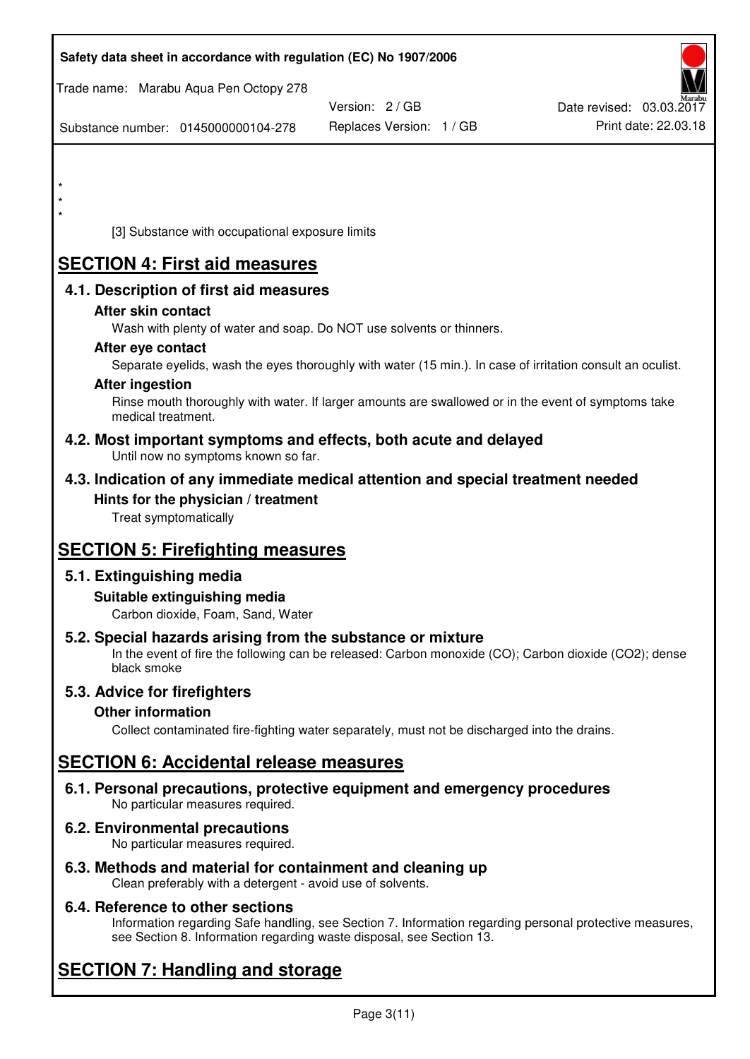\*
\*
\*

[3] Substance with occupational exposure limits

# SECTION 4: First aid measures

## 4.1. Description of first aid measures

### After skin contact

Wash with plenty of water and soap. Do NOT use solvents or thinners.

### After eye contact

Separate eyelids, wash the eyes thoroughly with water (15 min.). In case of irritation consult an oculist.

### After ingestion

Rinse mouth thoroughly with water. If larger amounts are swallowed or in the event of symptoms take medical treatment.

## 4.2. Most important symptoms and effects, both acute and delayed

Until now no symptoms known so far.

## 4.3. Indication of any immediate medical attention and special treatment needed

### Hints for the physician / treatment

Treat symptomatically

# SECTION 5: Firefighting measures

## 5.1. Extinguishing media

### Suitable extinguishing media

Carbon dioxide, Foam, Sand, Water

## 5.2. Special hazards arising from the substance or mixture

In the event of fire the following can be released: Carbon monoxide (CO); Carbon dioxide ($CO_2$); dense black smoke

## 5.3. Advice for firefighters

### Other information

Collect contaminated fire-fighting water separately, must not be discharged into the drains.

# SECTION 6: Accidental release measures

## 6.1. Personal precautions, protective equipment and emergency procedures

No particular measures required.

## 6.2. Environmental precautions

No particular measures required.

## 6.3. Methods and material for containment and cleaning up

Clean preferably with a detergent - avoid use of solvents.

## 6.4. Reference to other sections

Information regarding Safe handling, see Section 7. Information regarding personal protective measures, see Section 8. Information regarding waste disposal, see Section 13.

# SECTION 7: Handling and storage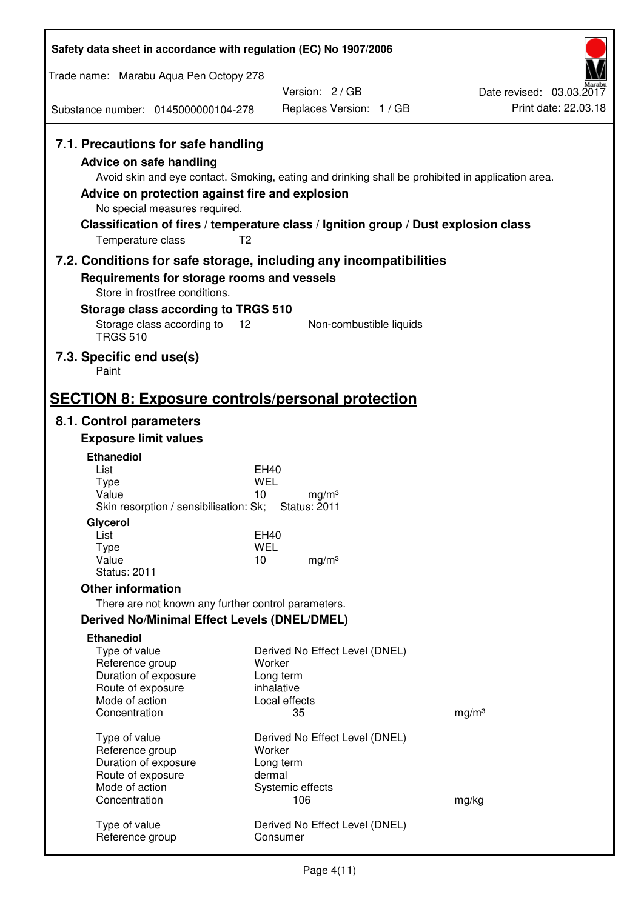### 7.1. Precautions for safe handling

#### Advice on safe handling

Avoid skin and eye contact. Smoking, eating and drinking shall be prohibited in application area.

#### Advice on protection against fire and explosion

No special measures required.

#### Classification of fires / temperature class / Ignition group / Dust explosion class

Temperature class T2

### 7.2. Conditions for safe storage, including any incompatibilities

#### Requirements for storage rooms and vessels

Store in frostfree conditions.

#### Storage class according to TRGS 510

| Storage class according to TRGS 510 | 12 | Non-combustible liquids |
|---|---|---|

### 7.3. Specific end use(s)

Paint

## SECTION 8: Exposure controls/personal protection

### 8.1. Control parameters

#### Exposure limit values

**Ethanediol**

| | | |
|---|---|---|
| List | EH40 | |
| Type | WEL | |
| Value | 10 | mg/m³ |
| Skin resorption / sensibilisation: Sk; | Status: 2011 | |

**Glycerol**

| | | |
|---|---|---|
| List | EH40 | |
| Type | WEL | |
| Value | 10 | mg/m³ |
| Status: 2011 | | |

#### Other information

There are not known any further control parameters.

#### Derived No/Minimal Effect Levels (DNEL/DMEL)

**Ethanediol**

| | | |
|---|---|---|
| Type of value | Derived No Effect Level (DNEL) | |
| Reference group | Worker | |
| Duration of exposure | Long term | |
| Route of exposure | inhalative | |
| Mode of action | Local effects | |
| Concentration | 35 | mg/m³ |

| | | |
|---|---|---|
| Type of value | Derived No Effect Level (DNEL) | |
| Reference group | Worker | |
| Duration of exposure | Long term | |
| Route of exposure | dermal | |
| Mode of action | Systemic effects | |
| Concentration | 106 | mg/kg |

| | |
|---|---|
| Type of value | Derived No Effect Level (DNEL) |
| Reference group | Consumer |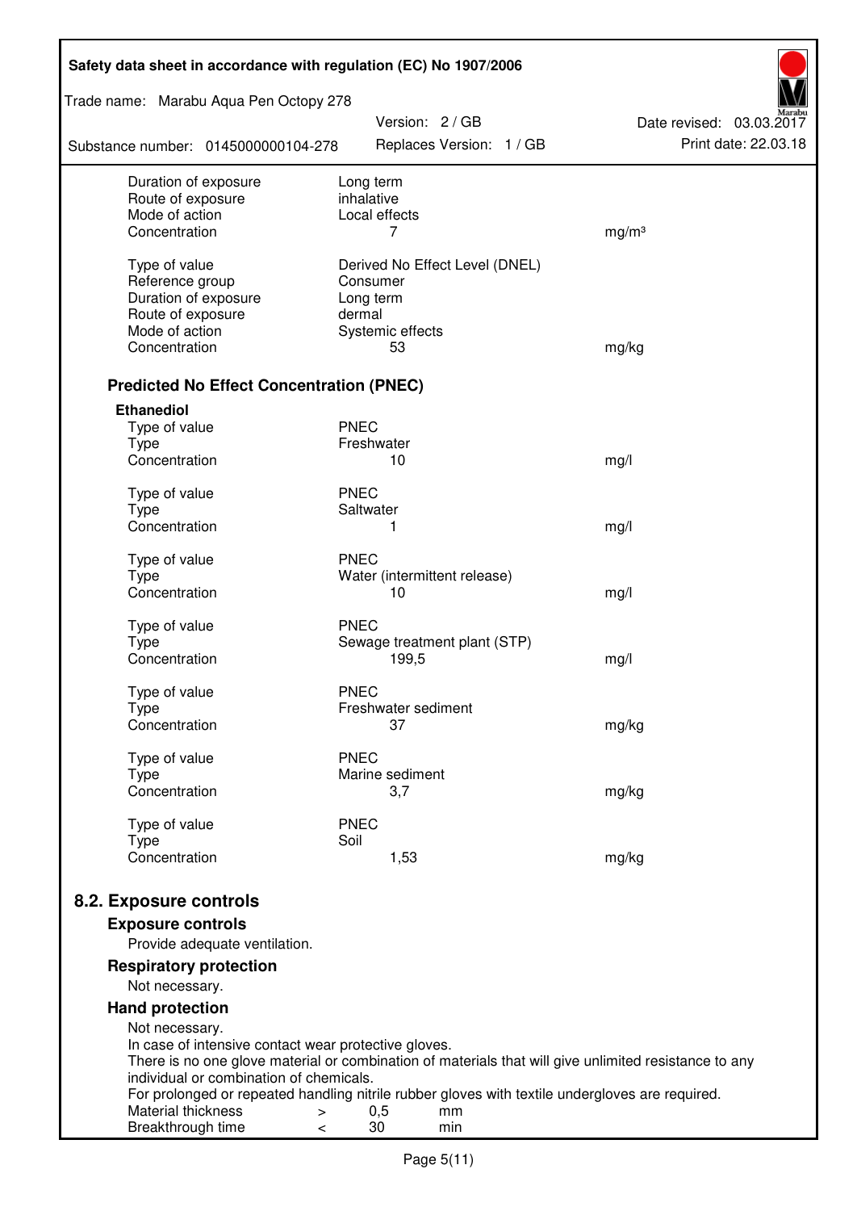| | | |
|---|---|---|
| Duration of exposure | Long term | |
| Route of exposure | inhalative | |
| Mode of action | Local effects | |
| Concentration | 7 | mg/m³ |
| | | |
| Type of value | Derived No Effect Level (DNEL) | |
| Reference group | Consumer | |
| Duration of exposure | Long term | |
| Route of exposure | dermal | |
| Mode of action | Systemic effects | |
| Concentration | 53 | mg/kg |

### Predicted No Effect Concentration (PNEC)

**Ethanediol**

| | | |
|---|---|---|
| Type of value | PNEC | |
| Type | Freshwater | |
| Concentration | 10 | mg/l |
| | | |
| Type of value | PNEC | |
| Type | Saltwater | |
| Concentration | 1 | mg/l |
| | | |
| Type of value | PNEC | |
| Type | Water (intermittent release) | |
| Concentration | 10 | mg/l |
| | | |
| Type of value | PNEC | |
| Type | Sewage treatment plant (STP) | |
| Concentration | 199,5 | mg/l |
| | | |
| Type of value | PNEC | |
| Type | Freshwater sediment | |
| Concentration | 37 | mg/kg |
| | | |
| Type of value | PNEC | |
| Type | Marine sediment | |
| Concentration | 3,7 | mg/kg |
| | | |
| Type of value | PNEC | |
| Type | Soil | |
| Concentration | 1,53 | mg/kg |

## 8.2. Exposure controls

### Exposure controls

Provide adequate ventilation.

### Respiratory protection

Not necessary.

### Hand protection

Not necessary.
In case of intensive contact wear protective gloves.
There is no one glove material or combination of materials that will give unlimited resistance to any individual or combination of chemicals.
For prolonged or repeated handling nitrile rubber gloves with textile undergloves are required.

| | | | |
|---|---|---|---|
| Material thickness | > | 0,5 | mm |
| Breakthrough time | < | 30 | min |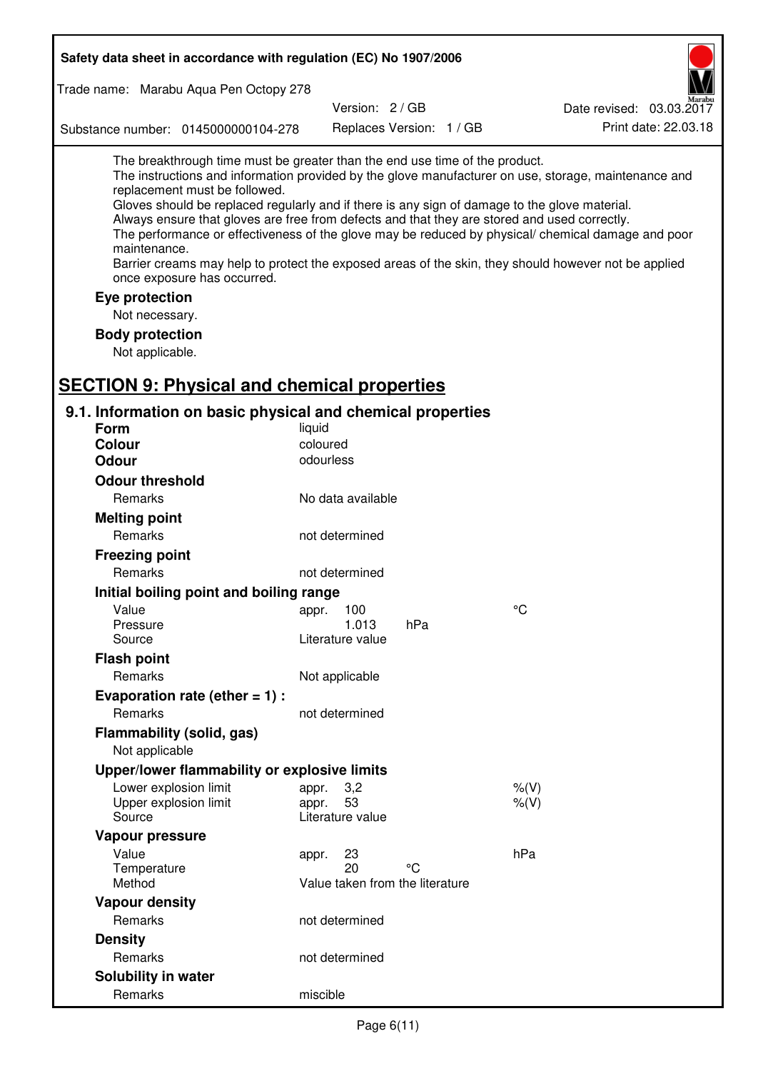The breakthrough time must be greater than the end use time of the product.
The instructions and information provided by the glove manufacturer on use, storage, maintenance and replacement must be followed.
Gloves should be replaced regularly and if there is any sign of damage to the glove material.
Always ensure that gloves are free from defects and that they are stored and used correctly.
The performance or effectiveness of the glove may be reduced by physical/ chemical damage and poor maintenance.
Barrier creams may help to protect the exposed areas of the skin, they should however not be applied once exposure has occurred.

### Eye protection

Not necessary.

### Body protection

Not applicable.

## SECTION 9: Physical and chemical properties

### 9.1. Information on basic physical and chemical properties

**Form** liquid

**Colour** coloured

**Odour** odourless

**Odour threshold**

| | | | |
|---|---|---|---|
| Remarks | No data available | | |

**Melting point**

| | | | |
|---|---|---|---|
| Remarks | not determined | | |

**Freezing point**

| | | | |
|---|---|---|---|
| Remarks | not determined | | |

**Initial boiling point and boiling range**

| | | | |
|---|---|---|---|
| Value | appr. 100 | | °C |
| Pressure | 1.013 | hPa | |
| Source | Literature value | | |

**Flash point**

| | | | |
|---|---|---|---|
| Remarks | Not applicable | | |

**Evaporation rate (ether = 1) :**

| | | | |
|---|---|---|---|
| Remarks | not determined | | |

**Flammability (solid, gas)**

Not applicable

**Upper/lower flammability or explosive limits**

| | | | |
|---|---|---|---|
| Lower explosion limit | appr. 3,2 | | %(V) |
| Upper explosion limit | appr. 53 | | %(V) |
| Source | Literature value | | |

**Vapour pressure**

| | | | |
|---|---|---|---|
| Value | appr. 23 | | hPa |
| Temperature | 20 | °C | |
| Method | Value taken from the literature | | |

**Vapour density**

| | | | |
|---|---|---|---|
| Remarks | not determined | | |

**Density**

| | | | |
|---|---|---|---|
| Remarks | not determined | | |

**Solubility in water**

| | | | |
|---|---|---|---|
| Remarks | miscible | | |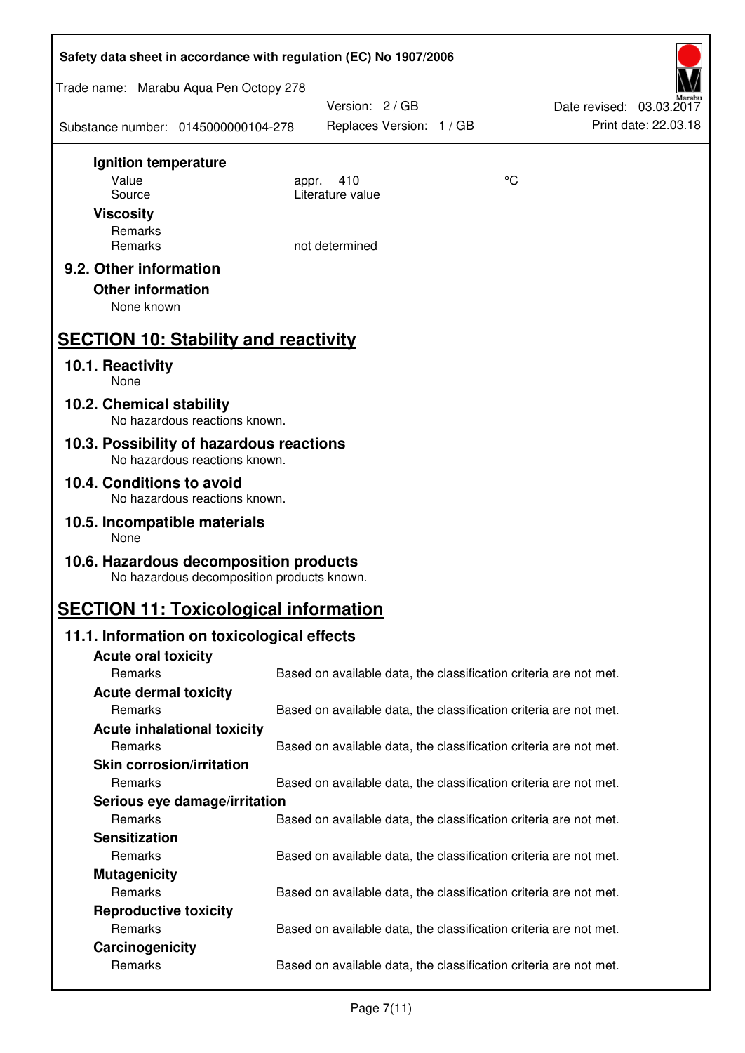**Ignition temperature**

| | | |
|---|---|---|
| Value | appr. 410 | °C |
| Source | Literature value | |

**Viscosity**

| | |
|---|---|
| Remarks | |
| Remarks | not determined |

### 9.2. Other information

**Other information**

None known

## SECTION 10: Stability and reactivity

### 10.1. Reactivity

None

### 10.2. Chemical stability

No hazardous reactions known.

### 10.3. Possibility of hazardous reactions

No hazardous reactions known.

### 10.4. Conditions to avoid

No hazardous reactions known.

### 10.5. Incompatible materials

None

### 10.6. Hazardous decomposition products

No hazardous decomposition products known.

## SECTION 11: Toxicological information

### 11.1. Information on toxicological effects

**Acute oral toxicity**

Remarks: Based on available data, the classification criteria are not met.

**Acute dermal toxicity**

Remarks: Based on available data, the classification criteria are not met.

**Acute inhalational toxicity**

Remarks: Based on available data, the classification criteria are not met.

**Skin corrosion/irritation**

Remarks: Based on available data, the classification criteria are not met.

**Serious eye damage/irritation**

Remarks: Based on available data, the classification criteria are not met.

**Sensitization**

Remarks: Based on available data, the classification criteria are not met.

**Mutagenicity**

Remarks: Based on available data, the classification criteria are not met.

**Reproductive toxicity**

Remarks: Based on available data, the classification criteria are not met.

**Carcinogenicity**

Remarks: Based on available data, the classification criteria are not met.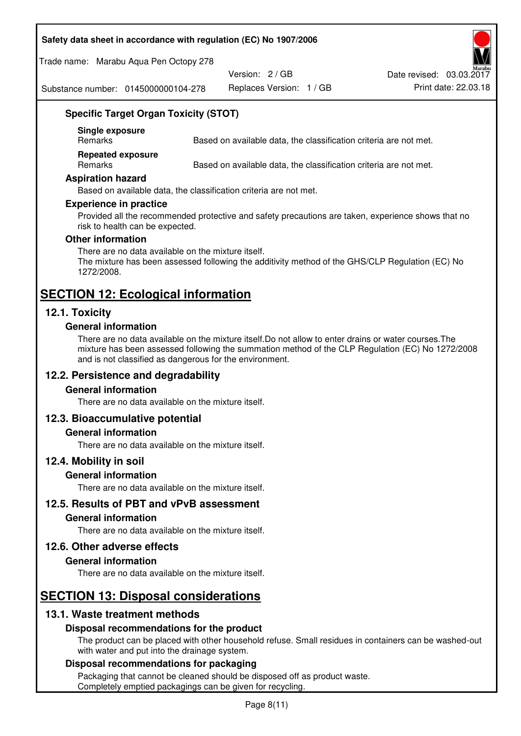### Specific Target Organ Toxicity (STOT)

| | |
|---|---|
| **Single exposure** | |
| Remarks | Based on available data, the classification criteria are not met. |
| **Repeated exposure** | |
| Remarks | Based on available data, the classification criteria are not met. |

### Aspiration hazard

Based on available data, the classification criteria are not met.

### Experience in practice

Provided all the recommended protective and safety precautions are taken, experience shows that no risk to health can be expected.

### Other information

There are no data available on the mixture itself.
The mixture has been assessed following the additivity method of the GHS/CLP Regulation (EC) No 1272/2008.

# SECTION 12: Ecological information

## 12.1. Toxicity

### General information

There are no data available on the mixture itself.Do not allow to enter drains or water courses.The mixture has been assessed following the summation method of the CLP Regulation (EC) No 1272/2008 and is not classified as dangerous for the environment.

## 12.2. Persistence and degradability

### General information

There are no data available on the mixture itself.

## 12.3. Bioaccumulative potential

### General information

There are no data available on the mixture itself.

## 12.4. Mobility in soil

### General information

There are no data available on the mixture itself.

## 12.5. Results of PBT and vPvB assessment

### General information

There are no data available on the mixture itself.

## 12.6. Other adverse effects

### General information

There are no data available on the mixture itself.

# SECTION 13: Disposal considerations

## 13.1. Waste treatment methods

### Disposal recommendations for the product

The product can be placed with other household refuse. Small residues in containers can be washed-out with water and put into the drainage system.

### Disposal recommendations for packaging

Packaging that cannot be cleaned should be disposed off as product waste.
Completely emptied packagings can be given for recycling.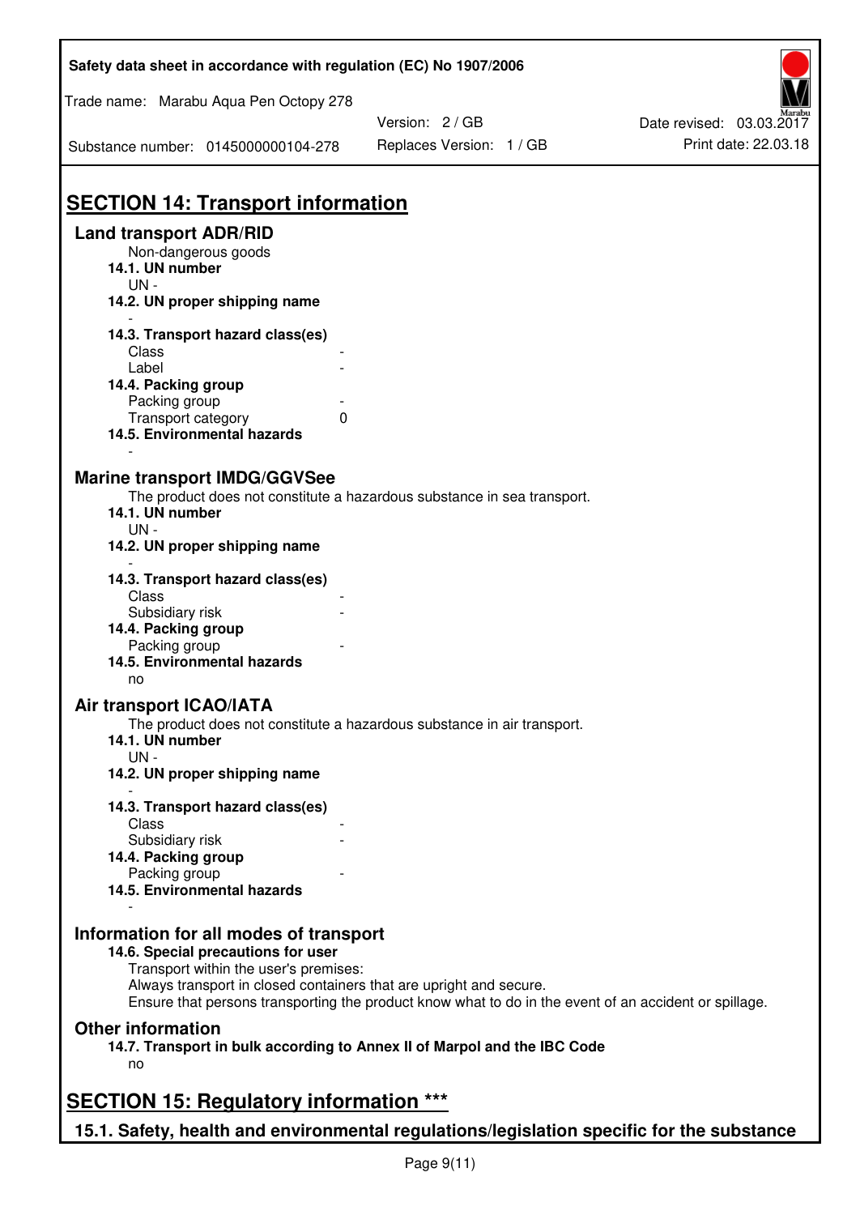## SECTION 14: Transport information

### Land transport ADR/RID

Non-dangerous goods

**14.1. UN number**

UN -

**14.2. UN proper shipping name**

-

**14.3. Transport hazard class(es)**

Class -

Label -

**14.4. Packing group**

Packing group -

Transport category 0

**14.5. Environmental hazards**

-

### Marine transport IMDG/GGVSee

The product does not constitute a hazardous substance in sea transport.

**14.1. UN number**

UN -

**14.2. UN proper shipping name**

-

**14.3. Transport hazard class(es)**

Class -

Subsidiary risk -

**14.4. Packing group**

Packing group -

**14.5. Environmental hazards**

no

### Air transport ICAO/IATA

The product does not constitute a hazardous substance in air transport.

**14.1. UN number**

UN -

**14.2. UN proper shipping name**

-

**14.3. Transport hazard class(es)**

Class -

Subsidiary risk -

**14.4. Packing group**

Packing group -

**14.5. Environmental hazards**

-

### Information for all modes of transport

**14.6. Special precautions for user**

Transport within the user's premises:
Always transport in closed containers that are upright and secure.
Ensure that persons transporting the product know what to do in the event of an accident or spillage.

### Other information

**14.7. Transport in bulk according to Annex II of Marpol and the IBC Code**

no

## SECTION 15: Regulatory information ***

### 15.1. Safety, health and environmental regulations/legislation specific for the substance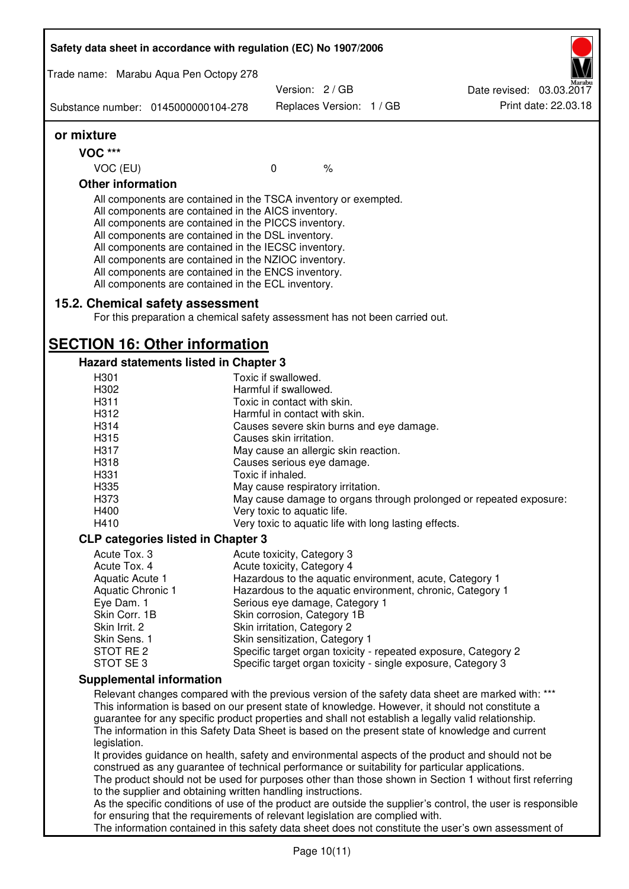**or mixture**

**VOC \*\*\***

| VOC (EU) | 0 | % |
|---|---|---|

**Other information**

All components are contained in the TSCA inventory or exempted.
All components are contained in the AICS inventory.
All components are contained in the PICCS inventory.
All components are contained in the DSL inventory.
All components are contained in the IECSC inventory.
All components are contained in the NZIOC inventory.
All components are contained in the ENCS inventory.
All components are contained in the ECL inventory.

### 15.2. Chemical safety assessment

For this preparation a chemical safety assessment has not been carried out.

## SECTION 16: Other information

### Hazard statements listed in Chapter 3

| | |
|---|---|
| H301 | Toxic if swallowed. |
| H302 | Harmful if swallowed. |
| H311 | Toxic in contact with skin. |
| H312 | Harmful in contact with skin. |
| H314 | Causes severe skin burns and eye damage. |
| H315 | Causes skin irritation. |
| H317 | May cause an allergic skin reaction. |
| H318 | Causes serious eye damage. |
| H331 | Toxic if inhaled. |
| H335 | May cause respiratory irritation. |
| H373 | May cause damage to organs through prolonged or repeated exposure: |
| H400 | Very toxic to aquatic life. |
| H410 | Very toxic to aquatic life with long lasting effects. |

### CLP categories listed in Chapter 3

| | |
|---|---|
| Acute Tox. 3 | Acute toxicity, Category 3 |
| Acute Tox. 4 | Acute toxicity, Category 4 |
| Aquatic Acute 1 | Hazardous to the aquatic environment, acute, Category 1 |
| Aquatic Chronic 1 | Hazardous to the aquatic environment, chronic, Category 1 |
| Eye Dam. 1 | Serious eye damage, Category 1 |
| Skin Corr. 1B | Skin corrosion, Category 1B |
| Skin Irrit. 2 | Skin irritation, Category 2 |
| Skin Sens. 1 | Skin sensitization, Category 1 |
| STOT RE 2 | Specific target organ toxicity - repeated exposure, Category 2 |
| STOT SE 3 | Specific target organ toxicity - single exposure, Category 3 |

### Supplemental information

Relevant changes compared with the previous version of the safety data sheet are marked with: \*\*\*
This information is based on our present state of knowledge. However, it should not constitute a guarantee for any specific product properties and shall not establish a legally valid relationship.
The information in this Safety Data Sheet is based on the present state of knowledge and current legislation.
It provides guidance on health, safety and environmental aspects of the product and should not be construed as any guarantee of technical performance or suitability for particular applications.
The product should not be used for purposes other than those shown in Section 1 without first referring to the supplier and obtaining written handling instructions.
As the specific conditions of use of the product are outside the supplier's control, the user is responsible for ensuring that the requirements of relevant legislation are complied with.
The information contained in this safety data sheet does not constitute the user's own assessment of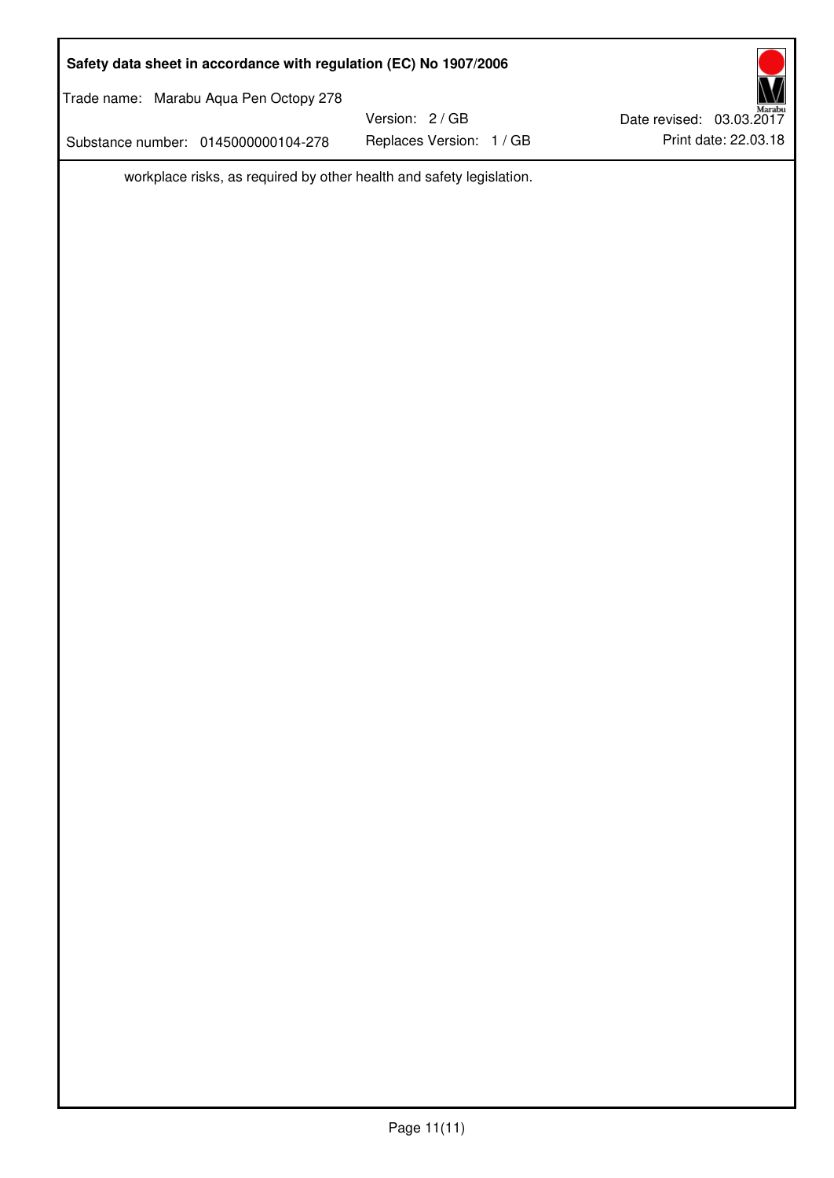workplace risks, as required by other health and safety legislation.